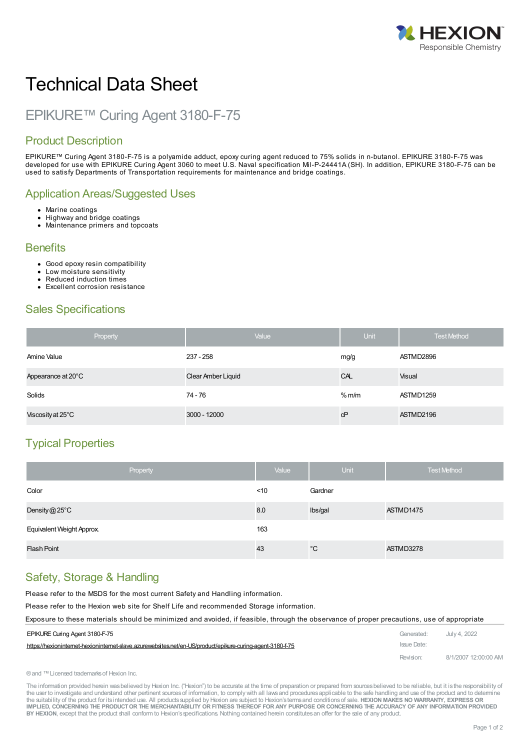# Technical Data Sheet

## EPIKURE™ Curing Agent 3180-F-75

## Product Description

EPIKURE™ Curing Agent 3180-F-75 is a polyamide adduct, epoxy curing agent reduced to 75% solids in n-butanol. EPIKURE 3180-F-75 was developed for use with EPIKURE Curing Agent 3060 to meet U.S. Naval specification Mil-P-24441A (SH). In addition, EPIKURE 3180-F-75 can be used to satisfy Departments of Transportation requirements for maintenance and bridge coatings.

## Application Areas/Suggested Uses

- Marine coatings
- Highway and bridge coatings
- Maintenance primers and topcoats

## Benefits

- Good epoxy resin compatibility
- Low moisture sensitivity
- Reduced induction times
- Excellent corrosion resistance

## Sales Specifications

| Property | Value | Unit | Test Method |
|---|---|---|---|
| Amine Value | 237 - 258 | mg/g | ASTM D2896 |
| Appearance at 20°C | Clear Amber Liquid | CAL | Visual |
| Solids | 74 - 76 | % m/m | ASTM D1259 |
| Viscosity at 25°C | 3000 - 12000 | cP | ASTM D2196 |

## Typical Properties

| Property | Value | Unit | Test Method |
|---|---|---|---|
| Color | <10 | Gardner | |
| Density @ 25°C | 8.0 | lbs/gal | ASTM D1475 |
| Equivalent Weight Approx. | 163 | | |
| Flash Point | 43 | °C | ASTM D3278 |

## Safety, Storage & Handling

Please refer to the MSDS for the most current Safety and Handling information.

Please refer to the Hexion web site for Shelf Life and recommended Storage information.

Exposure to these materials should be minimized and avoided, if feasible, through the observance of proper precautions, use of appropriate

EPIKURE Curing Agent 3180-F-75 | Generated: July 4, 2022

https://hexioninternet-hexioninternet-slave.azurewebsites.net/en-US/product/epikure-curing-agent-3180-f-75 | Issue Date:

Revision: 8/1/2007 12:00:00 AM

® and ™ Licensed trademarks of Hexion Inc.

The information provided herein was believed by Hexion Inc. ("Hexion") to be accurate at the time of preparation or prepared from sources believed to be reliable, but it is the responsibility of the user to investigate and understand other pertinent sources of information, to comply with all laws and procedures applicable to the safe handling and use of the product and to determine the suitability of the product for its intended use. All products supplied by Hexion are subject to Hexion's terms and conditions of sale. **HEXION MAKES NO WARRANTY, EXPRESS OR IMPLIED, CONCERNING THE PRODUCT OR THE MERCHANTABILITY OR FITNESS THEREOF FOR ANY PURPOSE OR CONCERNING THE ACCURACY OF ANY INFORMATION PROVIDED BY HEXION**, except that the product shall conform to Hexion's specifications. Nothing contained herein constitutes an offer for the sale of any product.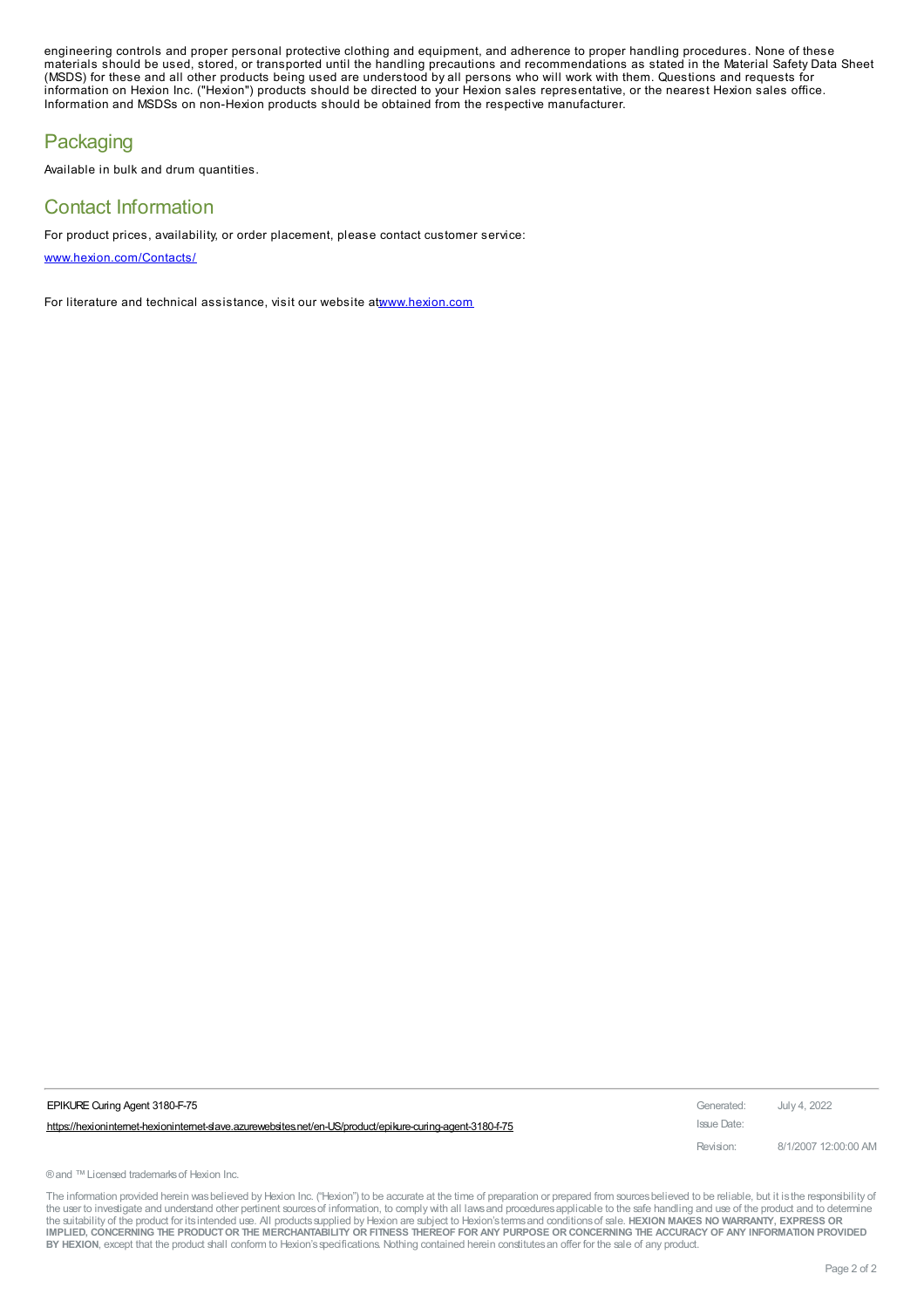engineering controls and proper personal protective clothing and equipment, and adherence to proper handling procedures. None of these materials should be used, stored, or transported until the handling precautions and recommendations as stated in the Material Safety Data Sheet (MSDS) for these and all other products being used are understood by all persons who will work with them. Questions and requests for information on Hexion Inc. ("Hexion") products should be directed to your Hexion sales representative, or the nearest Hexion sales office. Information and MSDSs on non-Hexion products should be obtained from the respective manufacturer.

## Packaging

Available in bulk and drum quantities.

## Contact Information

For product prices, availability, or order placement, please contact customer service:

www.hexion.com/Contacts/

For literature and technical assistance, visit our website atwww.hexion.com

EPIKURE Curing Agent 3180-F-75

https://hexioninternet-hexioninternet-slave.azurewebsites.net/en-US/product/epikure-curing-agent-3180-f-75

| | |
|---|---|
| Generated: | July 4, 2022 |
| Issue Date: | |
| Revision: | 8/1/2007 12:00:00 AM |

® and ™ Licensed trademarks of Hexion Inc.

The information provided herein was believed by Hexion Inc. ("Hexion") to be accurate at the time of preparation or prepared from sources believed to be reliable, but it is the responsibility of the user to investigate and understand other pertinent sources of information, to comply with all laws and procedures applicable to the safe handling and use of the product and to determine the suitability of the product for its intended use. All products supplied by Hexion are subject to Hexion's terms and conditions of sale. **HEXION MAKES NO WARRANTY, EXPRESS OR IMPLIED, CONCERNING THE PRODUCT OR THE MERCHANTABILITY OR FITNESS THEREOF FOR ANY PURPOSE OR CONCERNING THE ACCURACY OF ANY INFORMATION PROVIDED BY HEXION**, except that the product shall conform to Hexion's specifications. Nothing contained herein constitutes an offer for the sale of any product.